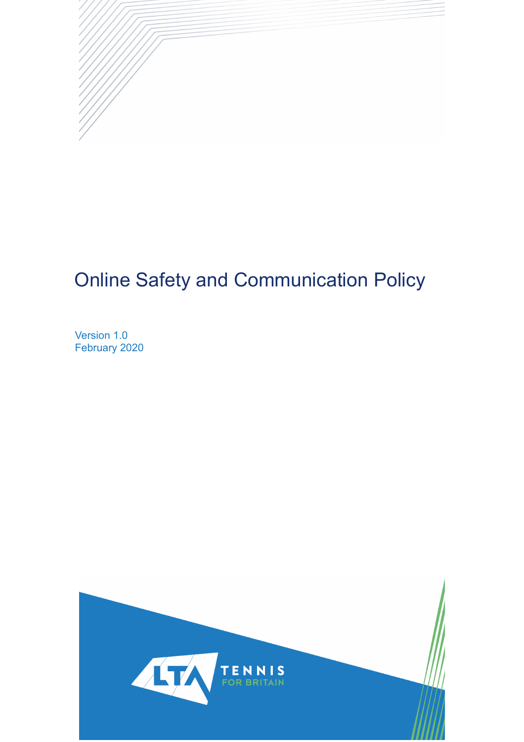# Online Safety and Communication Policy

Version 1.0
February 2020

LTA TENNIS FOR BRITAIN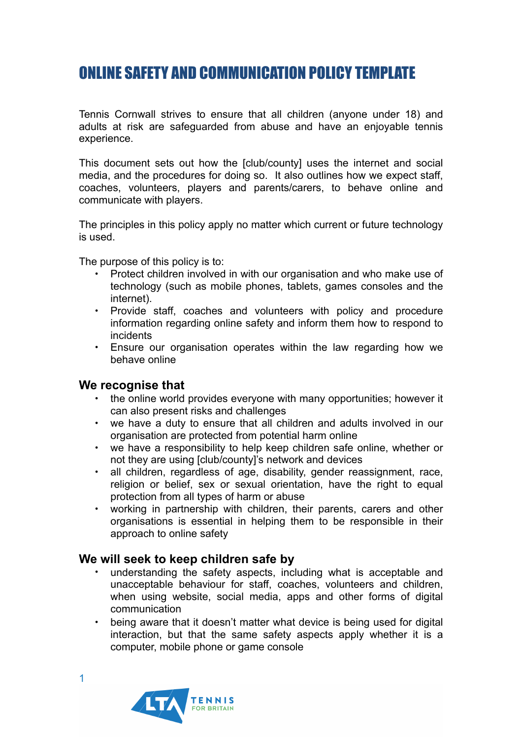# ONLINE SAFETY AND COMMUNICATION POLICY TEMPLATE

Tennis Cornwall strives to ensure that all children (anyone under 18) and adults at risk are safeguarded from abuse and have an enjoyable tennis experience.

This document sets out how the [club/county] uses the internet and social media, and the procedures for doing so. It also outlines how we expect staff, coaches, volunteers, players and parents/carers, to behave online and communicate with players.

The principles in this policy apply no matter which current or future technology is used.

The purpose of this policy is to:

- Protect children involved in with our organisation and who make use of technology (such as mobile phones, tablets, games consoles and the internet).
- Provide staff, coaches and volunteers with policy and procedure information regarding online safety and inform them how to respond to incidents
- Ensure our organisation operates within the law regarding how we behave online

### We recognise that

- the online world provides everyone with many opportunities; however it can also present risks and challenges
- we have a duty to ensure that all children and adults involved in our organisation are protected from potential harm online
- we have a responsibility to help keep children safe online, whether or not they are using [club/county]'s network and devices
- all children, regardless of age, disability, gender reassignment, race, religion or belief, sex or sexual orientation, have the right to equal protection from all types of harm or abuse
- working in partnership with children, their parents, carers and other organisations is essential in helping them to be responsible in their approach to online safety

### We will seek to keep children safe by

- understanding the safety aspects, including what is acceptable and unacceptable behaviour for staff, coaches, volunteers and children, when using website, social media, apps and other forms of digital communication
- being aware that it doesn't matter what device is being used for digital interaction, but that the same safety aspects apply whether it is a computer, mobile phone or game console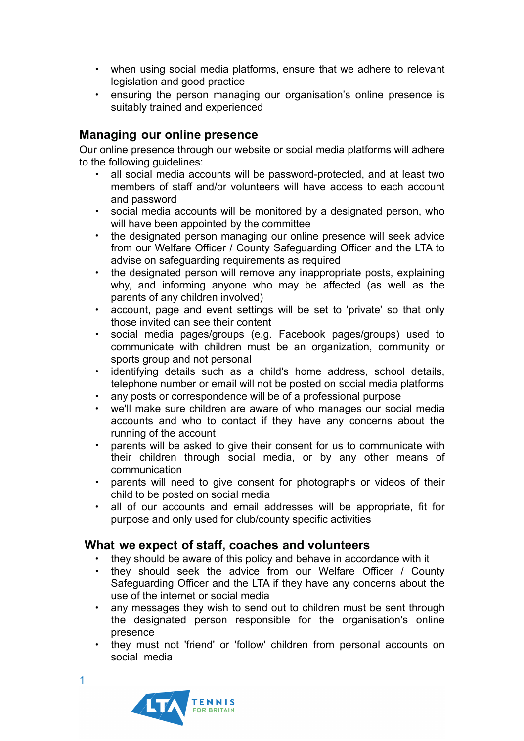- when using social media platforms, ensure that we adhere to relevant legislation and good practice
- ensuring the person managing our organisation's online presence is suitably trained and experienced

## Managing our online presence

Our online presence through our website or social media platforms will adhere to the following guidelines:

- all social media accounts will be password-protected, and at least two members of staff and/or volunteers will have access to each account and password
- social media accounts will be monitored by a designated person, who will have been appointed by the committee
- the designated person managing our online presence will seek advice from our Welfare Officer / County Safeguarding Officer and the LTA to advise on safeguarding requirements as required
- the designated person will remove any inappropriate posts, explaining why, and informing anyone who may be affected (as well as the parents of any children involved)
- account, page and event settings will be set to 'private' so that only those invited can see their content
- social media pages/groups (e.g. Facebook pages/groups) used to communicate with children must be an organization, community or sports group and not personal
- identifying details such as a child's home address, school details, telephone number or email will not be posted on social media platforms
- any posts or correspondence will be of a professional purpose
- we'll make sure children are aware of who manages our social media accounts and who to contact if they have any concerns about the running of the account
- parents will be asked to give their consent for us to communicate with their children through social media, or by any other means of communication
- parents will need to give consent for photographs or videos of their child to be posted on social media
- all of our accounts and email addresses will be appropriate, fit for purpose and only used for club/county specific activities

## What we expect of staff, coaches and volunteers

- they should be aware of this policy and behave in accordance with it
- they should seek the advice from our Welfare Officer / County Safeguarding Officer and the LTA if they have any concerns about the use of the internet or social media
- any messages they wish to send out to children must be sent through the designated person responsible for the organisation's online presence
- they must not 'friend' or 'follow' children from personal accounts on social media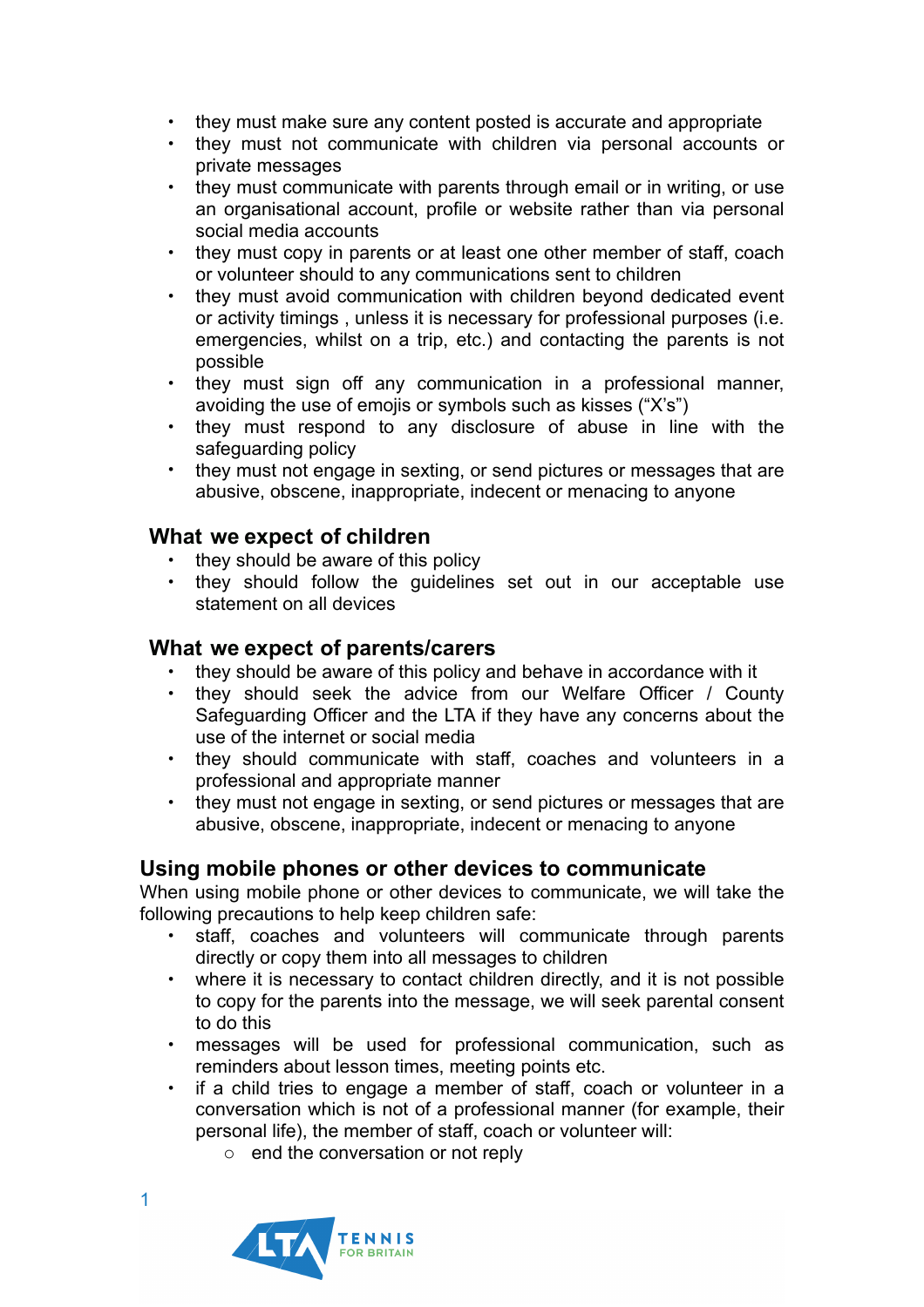- they must make sure any content posted is accurate and appropriate
- they must not communicate with children via personal accounts or private messages
- they must communicate with parents through email or in writing, or use an organisational account, profile or website rather than via personal social media accounts
- they must copy in parents or at least one other member of staff, coach or volunteer should to any communications sent to children
- they must avoid communication with children beyond dedicated event or activity timings , unless it is necessary for professional purposes (i.e. emergencies, whilst on a trip, etc.) and contacting the parents is not possible
- they must sign off any communication in a professional manner, avoiding the use of emojis or symbols such as kisses ("X's")
- they must respond to any disclosure of abuse in line with the safeguarding policy
- they must not engage in sexting, or send pictures or messages that are abusive, obscene, inappropriate, indecent or menacing to anyone

### What we expect of children

- they should be aware of this policy
- they should follow the guidelines set out in our acceptable use statement on all devices

### What we expect of parents/carers

- they should be aware of this policy and behave in accordance with it
- they should seek the advice from our Welfare Officer / County Safeguarding Officer and the LTA if they have any concerns about the use of the internet or social media
- they should communicate with staff, coaches and volunteers in a professional and appropriate manner
- they must not engage in sexting, or send pictures or messages that are abusive, obscene, inappropriate, indecent or menacing to anyone

## Using mobile phones or other devices to communicate

When using mobile phone or other devices to communicate, we will take the following precautions to help keep children safe:

- staff, coaches and volunteers will communicate through parents directly or copy them into all messages to children
- where it is necessary to contact children directly, and it is not possible to copy for the parents into the message, we will seek parental consent to do this
- messages will be used for professional communication, such as reminders about lesson times, meeting points etc.
- if a child tries to engage a member of staff, coach or volunteer in a conversation which is not of a professional manner (for example, their personal life), the member of staff, coach or volunteer will:
  - end the conversation or not reply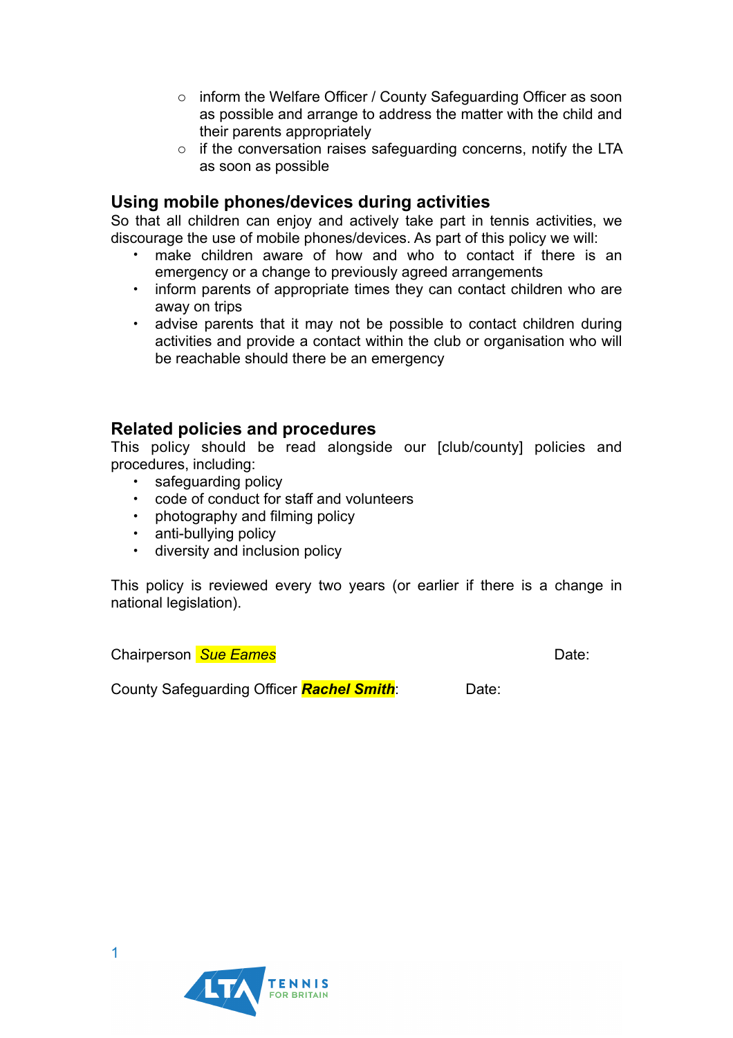- inform the Welfare Officer / County Safeguarding Officer as soon as possible and arrange to address the matter with the child and their parents appropriately
  - if the conversation raises safeguarding concerns, notify the LTA as soon as possible

## Using mobile phones/devices during activities

So that all children can enjoy and actively take part in tennis activities, we discourage the use of mobile phones/devices. As part of this policy we will:

- make children aware of how and who to contact if there is an emergency or a change to previously agreed arrangements
- inform parents of appropriate times they can contact children who are away on trips
- advise parents that it may not be possible to contact children during activities and provide a contact within the club or organisation who will be reachable should there be an emergency

## Related policies and procedures

This policy should be read alongside our [club/county] policies and procedures, including:

- safeguarding policy
- code of conduct for staff and volunteers
- photography and filming policy
- anti-bullying policy
- diversity and inclusion policy

This policy is reviewed every two years (or earlier if there is a change in national legislation).

Chairperson *Sue Eames* Date:

County Safeguarding Officer ***Rachel Smith***: Date: